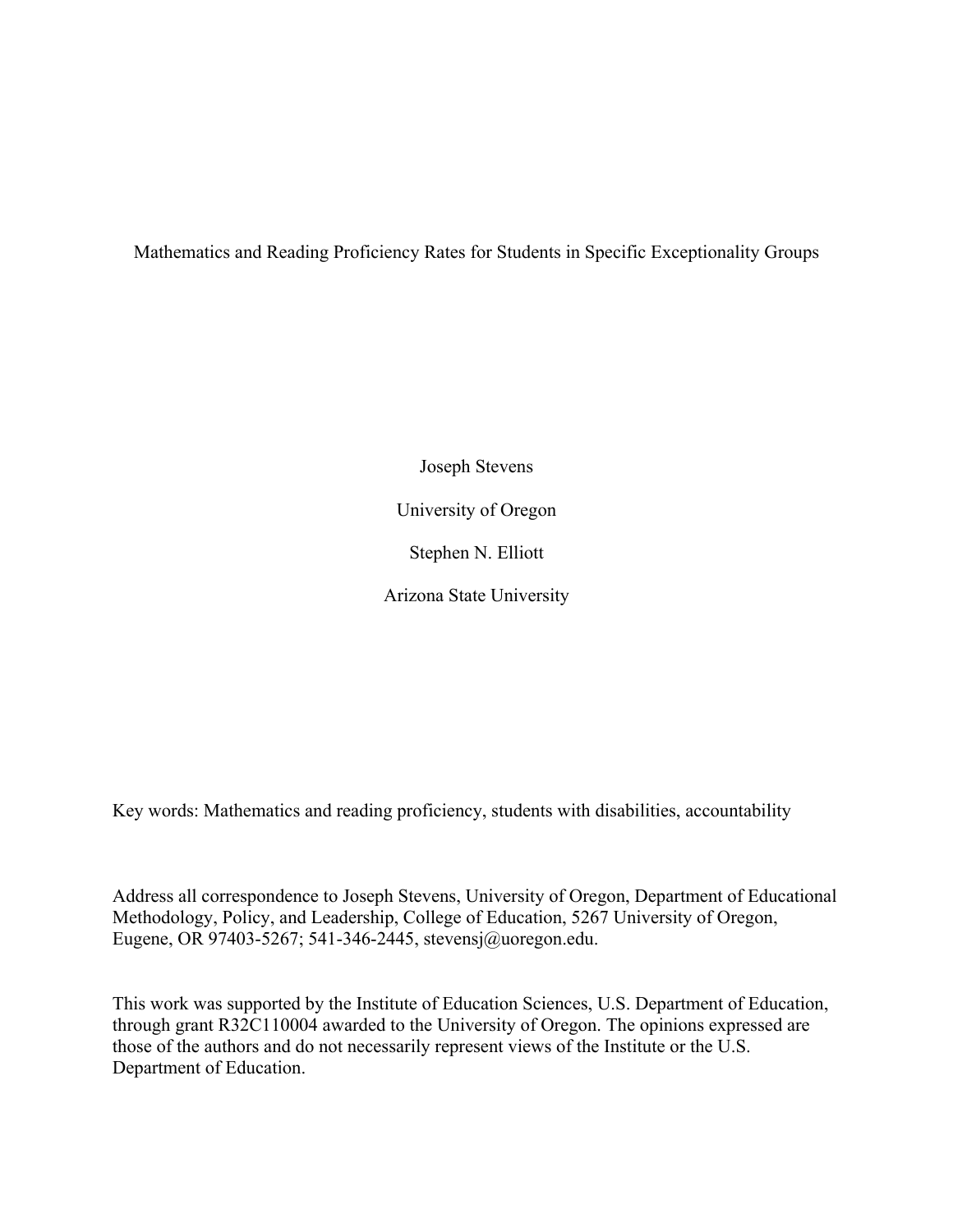# Mathematics and Reading Proficiency Rates for Students in Specific Exceptionality Groups

Joseph Stevens

University of Oregon

Stephen N. Elliott

Arizona State University

Key words: Mathematics and reading proficiency, students with disabilities, accountability

Address all correspondence to Joseph Stevens, University of Oregon, Department of Educational Methodology, Policy, and Leadership, College of Education, 5267 University of Oregon, Eugene, OR 97403-5267; 541-346-2445, stevensj@uoregon.edu.

This work was supported by the Institute of Education Sciences, U.S. Department of Education, through grant R32C110004 awarded to the University of Oregon. The opinions expressed are those of the authors and do not necessarily represent views of the Institute or the U.S. Department of Education.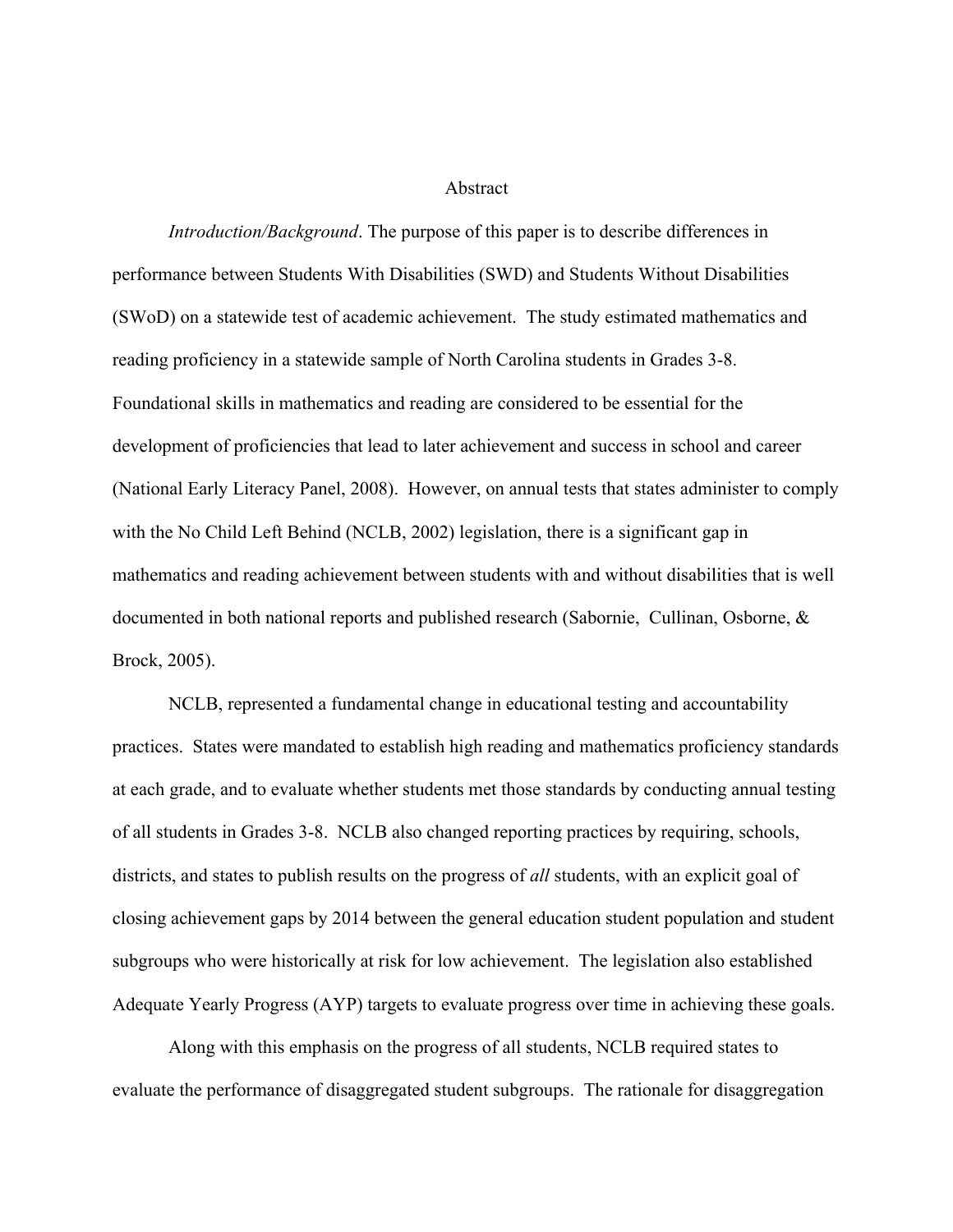# Abstract

*Introduction/Background*. The purpose of this paper is to describe differences in performance between Students With Disabilities (SWD) and Students Without Disabilities (SWoD) on a statewide test of academic achievement. The study estimated mathematics and reading proficiency in a statewide sample of North Carolina students in Grades 3-8. Foundational skills in mathematics and reading are considered to be essential for the development of proficiencies that lead to later achievement and success in school and career (National Early Literacy Panel, 2008). However, on annual tests that states administer to comply with the No Child Left Behind (NCLB, 2002) legislation, there is a significant gap in mathematics and reading achievement between students with and without disabilities that is well documented in both national reports and published research (Sabornie, Cullinan, Osborne, & Brock, 2005).

NCLB, represented a fundamental change in educational testing and accountability practices. States were mandated to establish high reading and mathematics proficiency standards at each grade, and to evaluate whether students met those standards by conducting annual testing of all students in Grades 3-8. NCLB also changed reporting practices by requiring, schools, districts, and states to publish results on the progress of *all* students, with an explicit goal of closing achievement gaps by 2014 between the general education student population and student subgroups who were historically at risk for low achievement. The legislation also established Adequate Yearly Progress (AYP) targets to evaluate progress over time in achieving these goals.

Along with this emphasis on the progress of all students, NCLB required states to evaluate the performance of disaggregated student subgroups. The rationale for disaggregation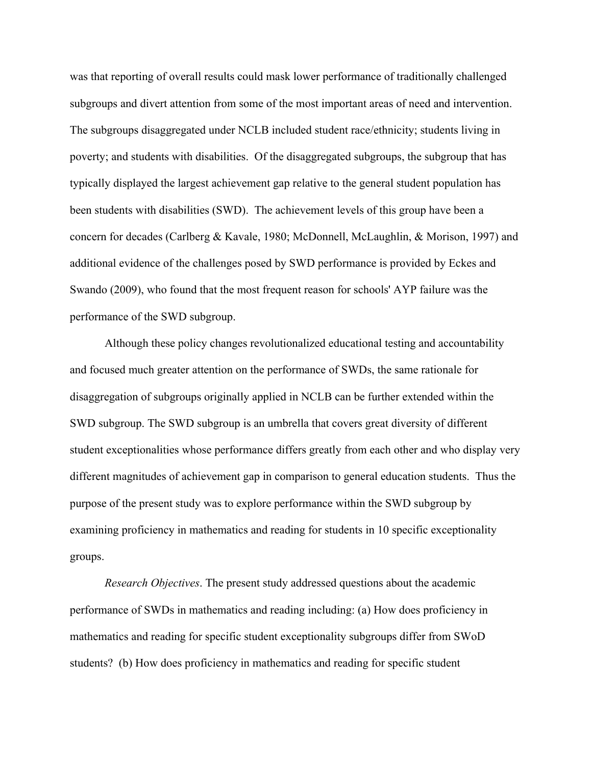was that reporting of overall results could mask lower performance of traditionally challenged subgroups and divert attention from some of the most important areas of need and intervention. The subgroups disaggregated under NCLB included student race/ethnicity; students living in poverty; and students with disabilities. Of the disaggregated subgroups, the subgroup that has typically displayed the largest achievement gap relative to the general student population has been students with disabilities (SWD). The achievement levels of this group have been a concern for decades (Carlberg & Kavale, 1980; McDonnell, McLaughlin, & Morison, 1997) and additional evidence of the challenges posed by SWD performance is provided by Eckes and Swando (2009), who found that the most frequent reason for schools' AYP failure was the performance of the SWD subgroup.

Although these policy changes revolutionalized educational testing and accountability and focused much greater attention on the performance of SWDs, the same rationale for disaggregation of subgroups originally applied in NCLB can be further extended within the SWD subgroup. The SWD subgroup is an umbrella that covers great diversity of different student exceptionalities whose performance differs greatly from each other and who display very different magnitudes of achievement gap in comparison to general education students. Thus the purpose of the present study was to explore performance within the SWD subgroup by examining proficiency in mathematics and reading for students in 10 specific exceptionality groups.

*Research Objectives*. The present study addressed questions about the academic performance of SWDs in mathematics and reading including: (a) How does proficiency in mathematics and reading for specific student exceptionality subgroups differ from SWoD students? (b) How does proficiency in mathematics and reading for specific student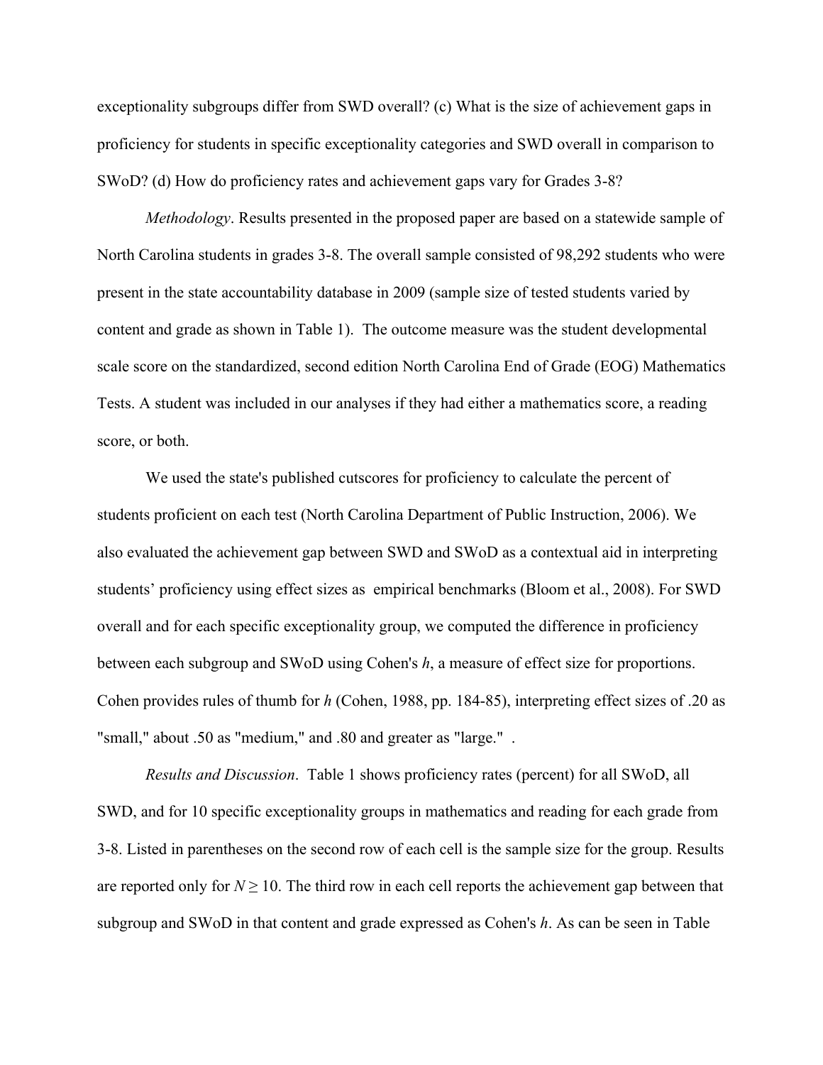exceptionality subgroups differ from SWD overall? (c) What is the size of achievement gaps in proficiency for students in specific exceptionality categories and SWD overall in comparison to SWoD? (d) How do proficiency rates and achievement gaps vary for Grades 3-8?

*Methodology*. Results presented in the proposed paper are based on a statewide sample of North Carolina students in grades 3-8. The overall sample consisted of 98,292 students who were present in the state accountability database in 2009 (sample size of tested students varied by content and grade as shown in Table 1). The outcome measure was the student developmental scale score on the standardized, second edition North Carolina End of Grade (EOG) Mathematics Tests. A student was included in our analyses if they had either a mathematics score, a reading score, or both.

We used the state's published cutscores for proficiency to calculate the percent of students proficient on each test (North Carolina Department of Public Instruction, 2006). We also evaluated the achievement gap between SWD and SWoD as a contextual aid in interpreting students' proficiency using effect sizes as empirical benchmarks (Bloom et al., 2008). For SWD overall and for each specific exceptionality group, we computed the difference in proficiency between each subgroup and SWoD using Cohen's *h*, a measure of effect size for proportions. Cohen provides rules of thumb for *h* (Cohen, 1988, pp. 184-85), interpreting effect sizes of .20 as "small," about .50 as "medium," and .80 and greater as "large." .

*Results and Discussion*. Table 1 shows proficiency rates (percent) for all SWoD, all SWD, and for 10 specific exceptionality groups in mathematics and reading for each grade from 3-8. Listed in parentheses on the second row of each cell is the sample size for the group. Results are reported only for $N \geq 10$. The third row in each cell reports the achievement gap between that subgroup and SWoD in that content and grade expressed as Cohen's *h*. As can be seen in Table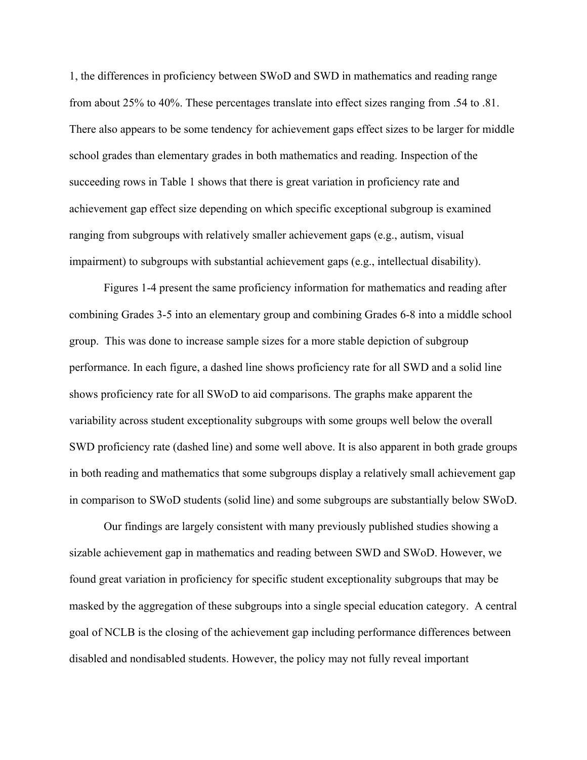1, the differences in proficiency between SWoD and SWD in mathematics and reading range from about 25% to 40%. These percentages translate into effect sizes ranging from .54 to .81. There also appears to be some tendency for achievement gaps effect sizes to be larger for middle school grades than elementary grades in both mathematics and reading. Inspection of the succeeding rows in Table 1 shows that there is great variation in proficiency rate and achievement gap effect size depending on which specific exceptional subgroup is examined ranging from subgroups with relatively smaller achievement gaps (e.g., autism, visual impairment) to subgroups with substantial achievement gaps (e.g., intellectual disability).

Figures 1-4 present the same proficiency information for mathematics and reading after combining Grades 3-5 into an elementary group and combining Grades 6-8 into a middle school group. This was done to increase sample sizes for a more stable depiction of subgroup performance. In each figure, a dashed line shows proficiency rate for all SWD and a solid line shows proficiency rate for all SWoD to aid comparisons. The graphs make apparent the variability across student exceptionality subgroups with some groups well below the overall SWD proficiency rate (dashed line) and some well above. It is also apparent in both grade groups in both reading and mathematics that some subgroups display a relatively small achievement gap in comparison to SWoD students (solid line) and some subgroups are substantially below SWoD.

Our findings are largely consistent with many previously published studies showing a sizable achievement gap in mathematics and reading between SWD and SWoD. However, we found great variation in proficiency for specific student exceptionality subgroups that may be masked by the aggregation of these subgroups into a single special education category. A central goal of NCLB is the closing of the achievement gap including performance differences between disabled and nondisabled students. However, the policy may not fully reveal important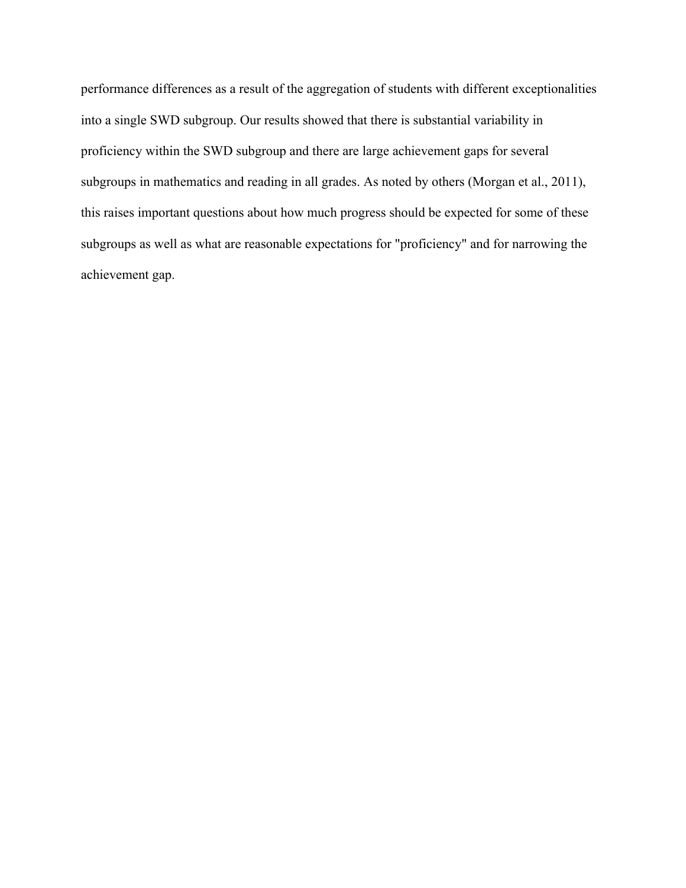performance differences as a result of the aggregation of students with different exceptionalities into a single SWD subgroup. Our results showed that there is substantial variability in proficiency within the SWD subgroup and there are large achievement gaps for several subgroups in mathematics and reading in all grades. As noted by others (Morgan et al., 2011), this raises important questions about how much progress should be expected for some of these subgroups as well as what are reasonable expectations for "proficiency" and for narrowing the achievement gap.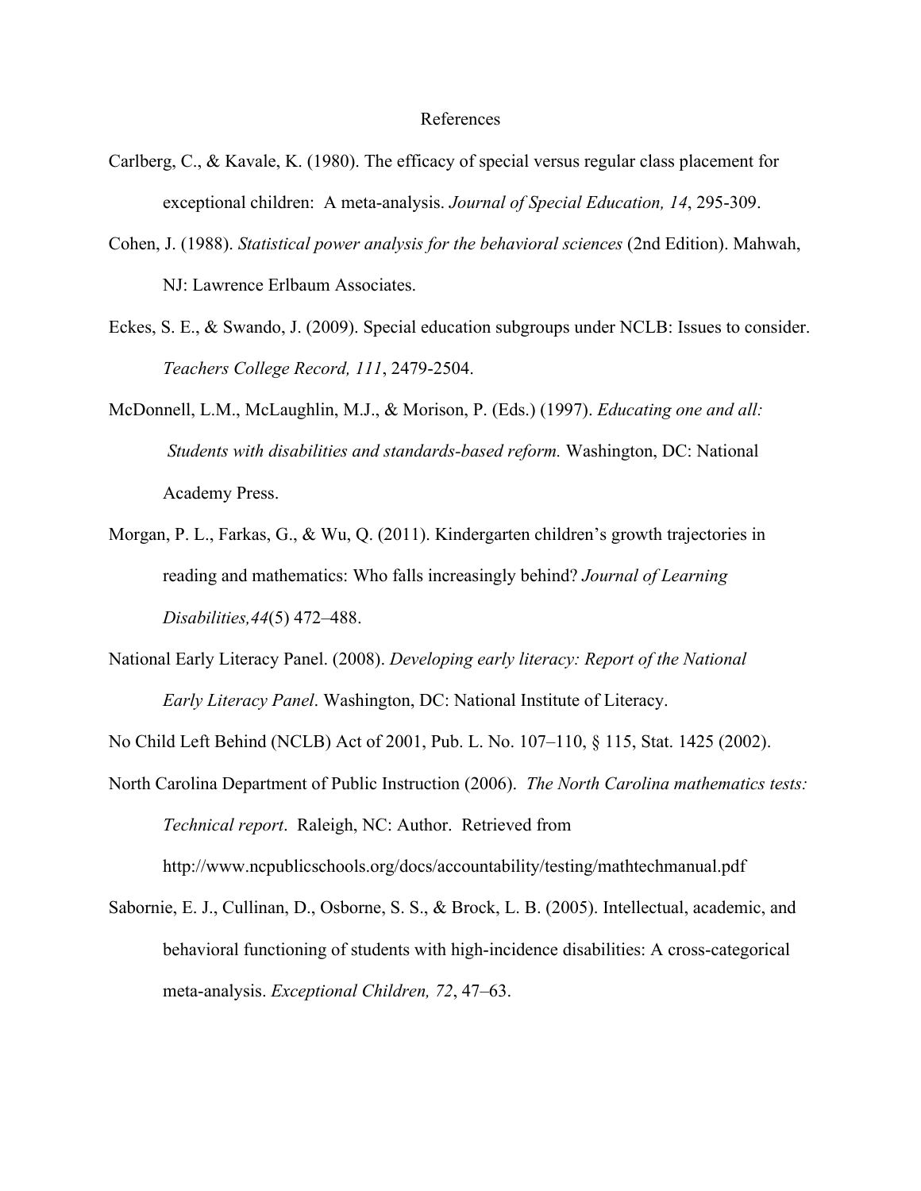# References

Carlberg, C., & Kavale, K. (1980). The efficacy of special versus regular class placement for exceptional children:  A meta-analysis. *Journal of Special Education, 14*, 295-309.

Cohen, J. (1988). *Statistical power analysis for the behavioral sciences* (2nd Edition). Mahwah, NJ: Lawrence Erlbaum Associates.

Eckes, S. E., & Swando, J. (2009). Special education subgroups under NCLB: Issues to consider. *Teachers College Record, 111*, 2479-2504.

McDonnell, L.M., McLaughlin, M.J., & Morison, P. (Eds.) (1997). *Educating one and all: Students with disabilities and standards-based reform.* Washington, DC: National Academy Press.

Morgan, P. L., Farkas, G., & Wu, Q. (2011). Kindergarten children's growth trajectories in reading and mathematics: Who falls increasingly behind? *Journal of Learning Disabilities,44*(5) 472–488.

National Early Literacy Panel. (2008). *Developing early literacy: Report of the National Early Literacy Panel*. Washington, DC: National Institute of Literacy.

No Child Left Behind (NCLB) Act of 2001, Pub. L. No. 107–110, § 115, Stat. 1425 (2002).

North Carolina Department of Public Instruction (2006).  *The North Carolina mathematics tests: Technical report*.  Raleigh, NC: Author.  Retrieved from http://www.ncpublicschools.org/docs/accountability/testing/mathtechmanual.pdf

Sabornie, E. J., Cullinan, D., Osborne, S. S., & Brock, L. B. (2005). Intellectual, academic, and behavioral functioning of students with high-incidence disabilities: A cross-categorical meta-analysis. *Exceptional Children, 72*, 47–63.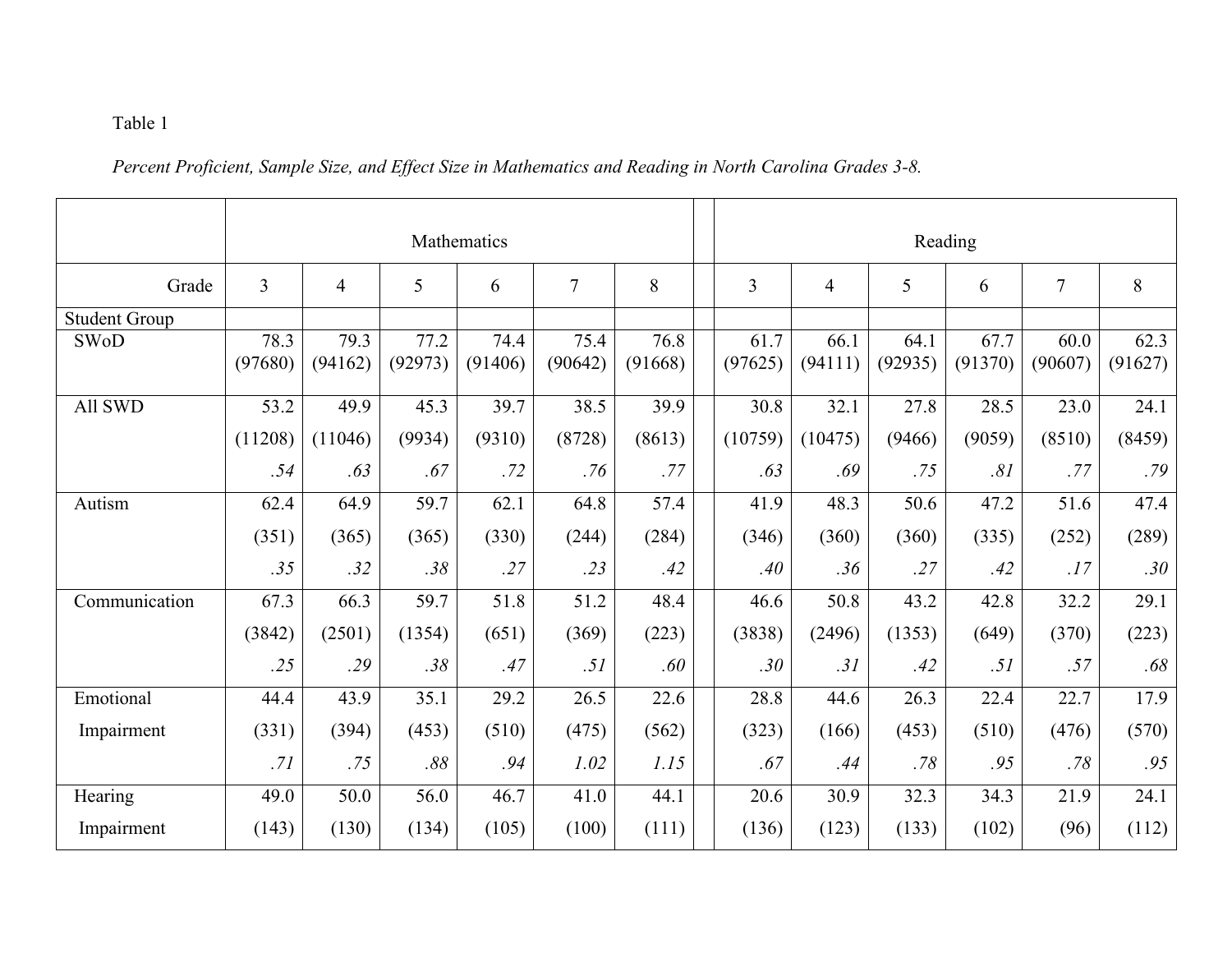Table 1

*Percent Proficient, Sample Size, and Effect Size in Mathematics and Reading in North Carolina Grades 3-8.*

| | Mathematics | | | | | | Reading | | | | | |
|---|---|---|---|---|---|---|---|---|---|---|---|---|
| Grade | 3 | 4 | 5 | 6 | 7 | 8 | 3 | 4 | 5 | 6 | 7 | 8 |
| Student Group | | | | | | | | | | | | |
| SWoD | 78.3 (97680) | 79.3 (94162) | 77.2 (92973) | 74.4 (91406) | 75.4 (90642) | 76.8 (91668) | 61.7 (97625) | 66.1 (94111) | 64.1 (92935) | 67.7 (91370) | 60.0 (90607) | 62.3 (91627) |
| All SWD | 53.2 (11208) *.54* | 49.9 (11046) *.63* | 45.3 (9934) *.67* | 39.7 (9310) *.72* | 38.5 (8728) *.76* | 39.9 (8613) *.77* | 30.8 (10759) *.63* | 32.1 (10475) *.69* | 27.8 (9466) *.75* | 28.5 (9059) *.81* | 23.0 (8510) *.77* | 24.1 (8459) *.79* |
| Autism | 62.4 (351) *.35* | 64.9 (365) *.32* | 59.7 (365) *.38* | 62.1 (330) *.27* | 64.8 (244) *.23* | 57.4 (284) *.42* | 41.9 (346) *.40* | 48.3 (360) *.36* | 50.6 (360) *.27* | 47.2 (335) *.42* | 51.6 (252) *.17* | 47.4 (289) *.30* |
| Communication | 67.3 (3842) *.25* | 66.3 (2501) *.29* | 59.7 (1354) *.38* | 51.8 (651) *.47* | 51.2 (369) *.51* | 48.4 (223) *.60* | 46.6 (3838) *.30* | 50.8 (2496) *.31* | 43.2 (1353) *.42* | 42.8 (649) *.51* | 32.2 (370) *.57* | 29.1 (223) *.68* |
| Emotional Impairment | 44.4 (331) *.71* | 43.9 (394) *.75* | 35.1 (453) *.88* | 29.2 (510) *.94* | 26.5 (475) *1.02* | 22.6 (562) *1.15* | 28.8 (323) *.67* | 44.6 (166) *.44* | 26.3 (453) *.78* | 22.4 (510) *.95* | 22.7 (476) *.78* | 17.9 (570) *.95* |
| Hearing Impairment | 49.0 (143) | 50.0 (130) | 56.0 (134) | 46.7 (105) | 41.0 (100) | 44.1 (111) | 20.6 (136) | 30.9 (123) | 32.3 (133) | 34.3 (102) | 21.9 (96) | 24.1 (112) |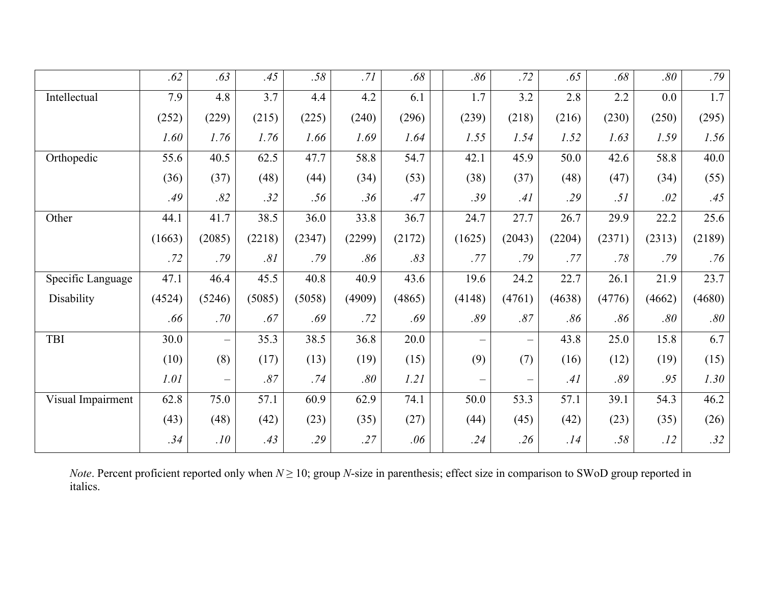| | | | | | | | | | | | | | |
|---|---|---|---|---|---|---|---|---|---|---|---|---|---|
| | *.62* | *.63* | *.45* | *.58* | *.71* | *.68* | | *.86* | *.72* | *.65* | *.68* | *.80* | *.79* |
| Intellectual | 7.9 | 4.8 | 3.7 | 4.4 | 4.2 | 6.1 | | 1.7 | 3.2 | 2.8 | 2.2 | 0.0 | 1.7 |
| | (252) | (229) | (215) | (225) | (240) | (296) | | (239) | (218) | (216) | (230) | (250) | (295) |
| | *1.60* | *1.76* | *1.76* | *1.66* | *1.69* | *1.64* | | *1.55* | *1.54* | *1.52* | *1.63* | *1.59* | *1.56* |
| Orthopedic | 55.6 | 40.5 | 62.5 | 47.7 | 58.8 | 54.7 | | 42.1 | 45.9 | 50.0 | 42.6 | 58.8 | 40.0 |
| | (36) | (37) | (48) | (44) | (34) | (53) | | (38) | (37) | (48) | (47) | (34) | (55) |
| | *.49* | *.82* | *.32* | *.56* | *.36* | *.47* | | *.39* | *.41* | *.29* | *.51* | *.02* | *.45* |
| Other | 44.1 | 41.7 | 38.5 | 36.0 | 33.8 | 36.7 | | 24.7 | 27.7 | 26.7 | 29.9 | 22.2 | 25.6 |
| | (1663) | (2085) | (2218) | (2347) | (2299) | (2172) | | (1625) | (2043) | (2204) | (2371) | (2313) | (2189) |
| | *.72* | *.79* | *.81* | *.79* | *.86* | *.83* | | *.77* | *.79* | *.77* | *.78* | *.79* | *.76* |
| Specific Language Disability | 47.1 | 46.4 | 45.5 | 40.8 | 40.9 | 43.6 | | 19.6 | 24.2 | 22.7 | 26.1 | 21.9 | 23.7 |
| | (4524) | (5246) | (5085) | (5058) | (4909) | (4865) | | (4148) | (4761) | (4638) | (4776) | (4662) | (4680) |
| | *.66* | *.70* | *.67* | *.69* | *.72* | *.69* | | *.89* | *.87* | *.86* | *.86* | *.80* | *.80* |
| TBI | 30.0 | – | 35.3 | 38.5 | 36.8 | 20.0 | | – | – | 43.8 | 25.0 | 15.8 | 6.7 |
| | (10) | (8) | (17) | (13) | (19) | (15) | | (9) | (7) | (16) | (12) | (19) | (15) |
| | *1.01* | – | *.87* | *.74* | *.80* | *1.21* | | – | – | *.41* | *.89* | *.95* | *1.30* |
| Visual Impairment | 62.8 | 75.0 | 57.1 | 60.9 | 62.9 | 74.1 | | 50.0 | 53.3 | 57.1 | 39.1 | 54.3 | 46.2 |
| | (43) | (48) | (42) | (23) | (35) | (27) | | (44) | (45) | (42) | (23) | (35) | (26) |
| | *.34* | *.10* | *.43* | *.29* | *.27* | *.06* | | *.24* | *.26* | *.14* | *.58* | *.12* | *.32* |

*Note*. Percent proficient reported only when $N \geq 10$; group *N*-size in parenthesis; effect size in comparison to SWoD group reported in italics.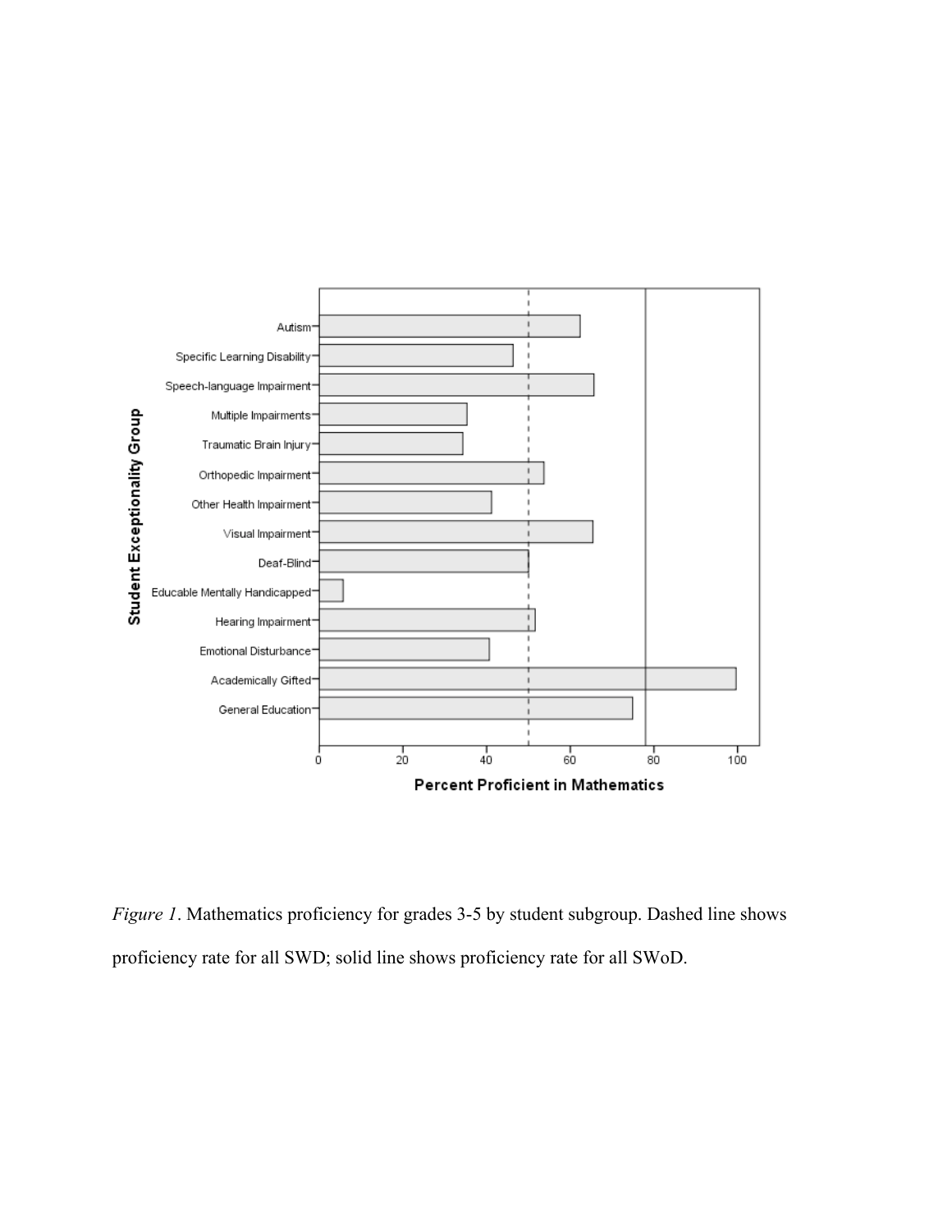*Figure 1*. Mathematics proficiency for grades 3-5 by student subgroup. Dashed line shows proficiency rate for all SWD; solid line shows proficiency rate for all SWoD.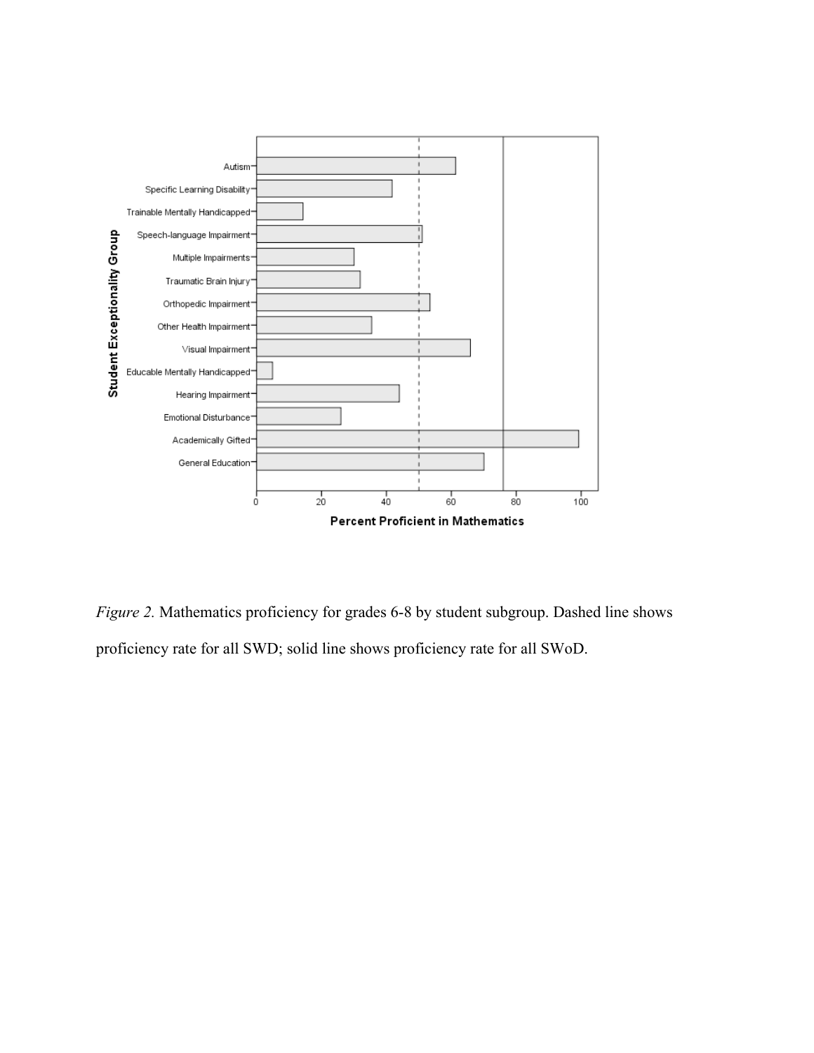*Figure 2.* Mathematics proficiency for grades 6-8 by student subgroup. Dashed line shows proficiency rate for all SWD; solid line shows proficiency rate for all SWoD.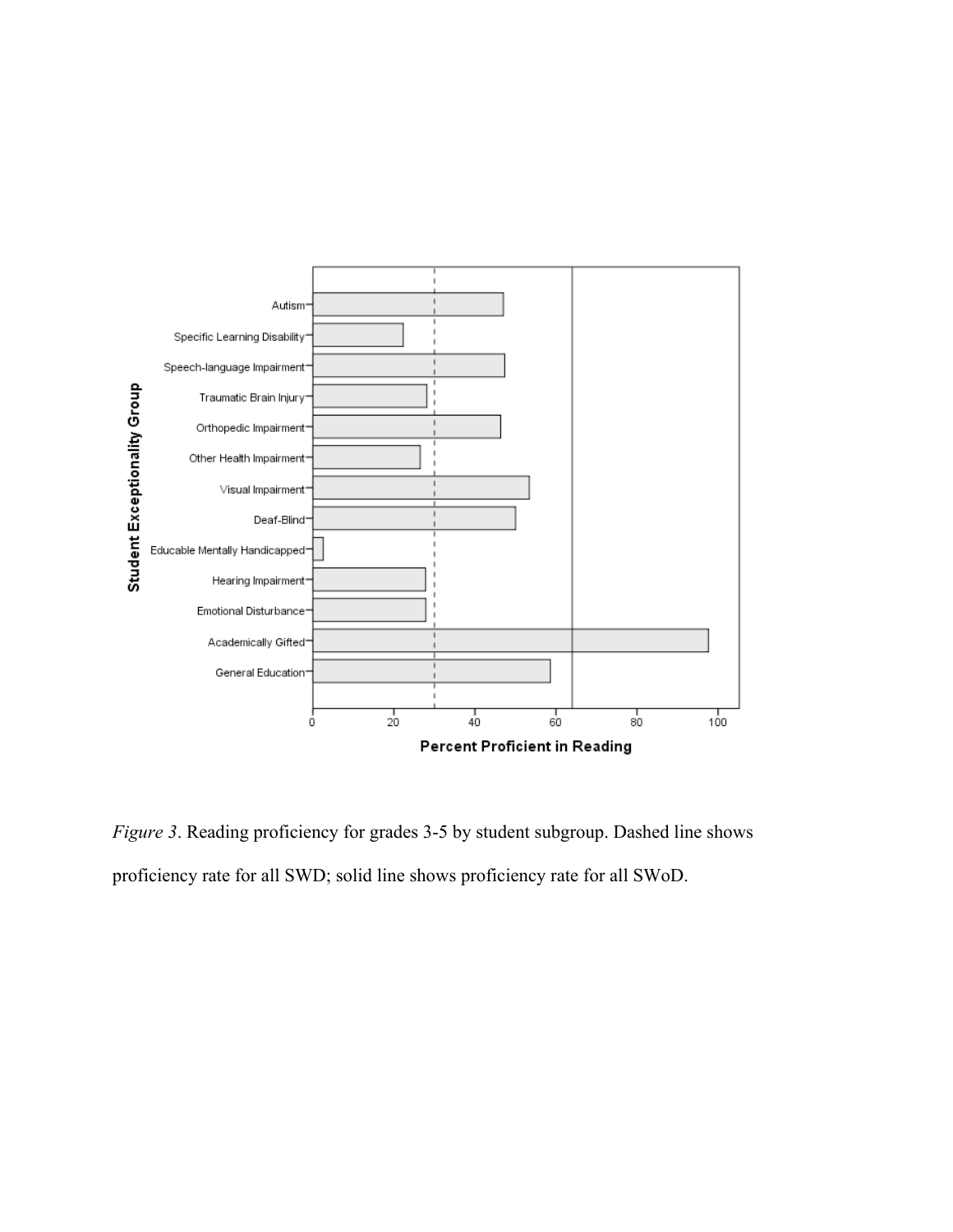*Figure 3*. Reading proficiency for grades 3-5 by student subgroup. Dashed line shows proficiency rate for all SWD; solid line shows proficiency rate for all SWoD.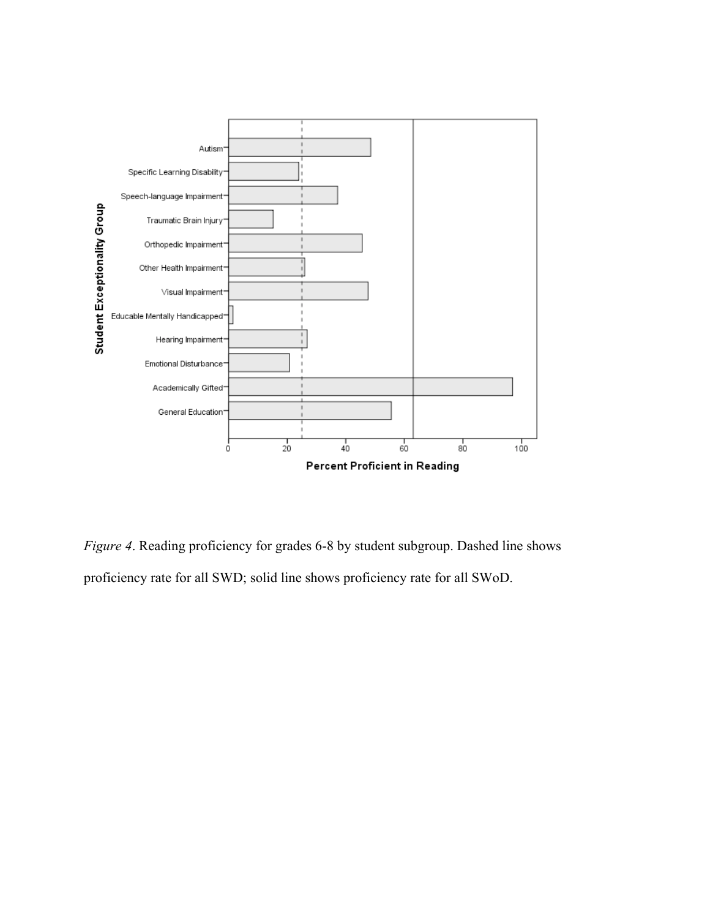Student Exceptionality Group

Autism

Specific Learning Disability

Speech-language Impairment

Traumatic Brain Injury

Orthopedic Impairment

Other Health Impairment

Visual Impairment

Educable Mentally Handicapped

Hearing Impairment

Emotional Disturbance

Academically Gifted

General Education

0 20 40 60 80 100

Percent Proficient in Reading

*Figure 4*. Reading proficiency for grades 6-8 by student subgroup. Dashed line shows proficiency rate for all SWD; solid line shows proficiency rate for all SWoD.